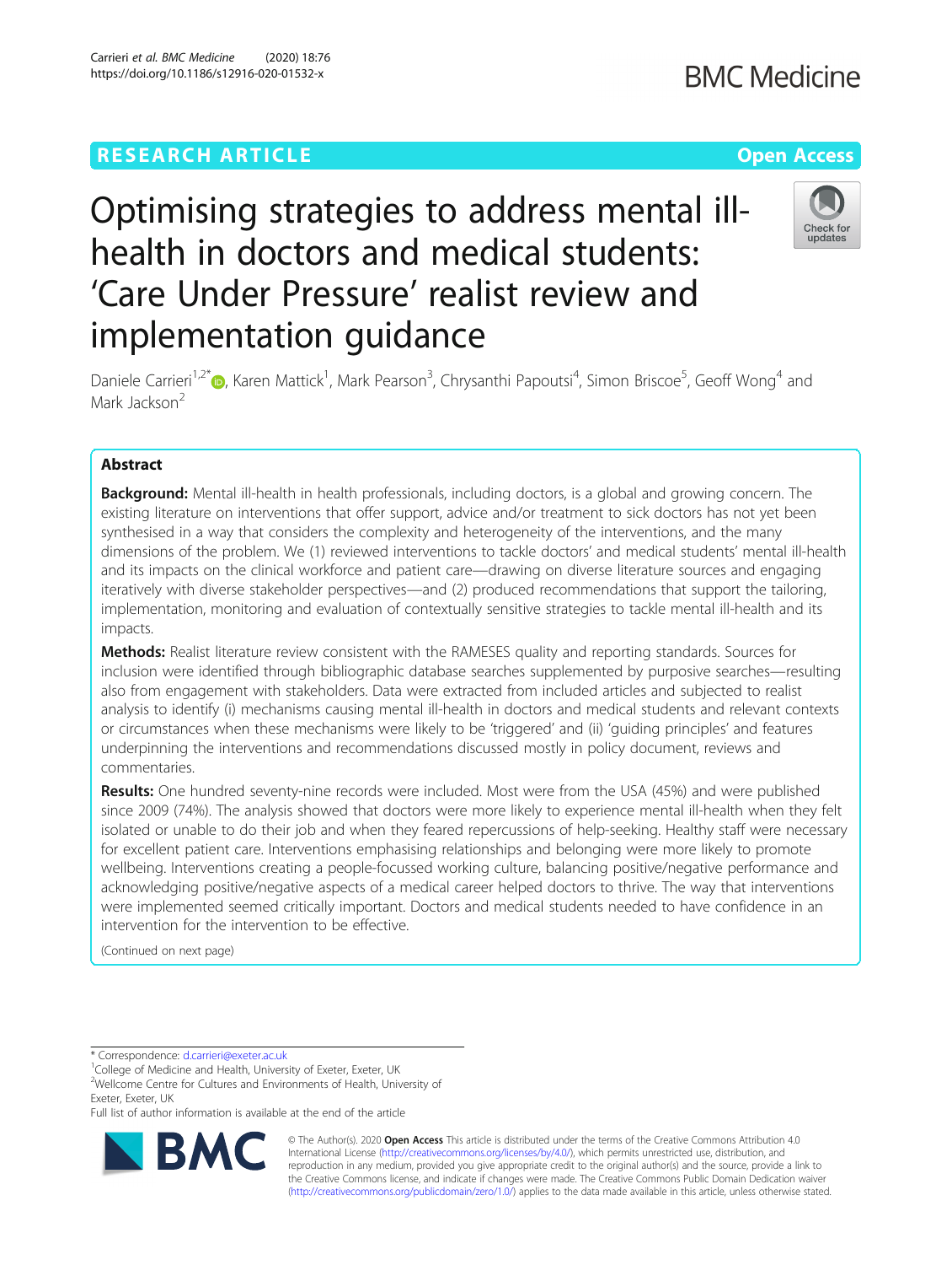RESEARCH ARTICLE

Open Access

# Optimising strategies to address mental ill-health in doctors and medical students: 'Care Under Pressure' realist review and implementation guidance

Daniele Carrieri[1,2*], Karen Mattick[1], Mark Pearson[3], Chrysanthi Papoutsi[4], Simon Briscoe[5], Geoff Wong[4] and Mark Jackson[2]

## Abstract

**Background:** Mental ill-health in health professionals, including doctors, is a global and growing concern. The existing literature on interventions that offer support, advice and/or treatment to sick doctors has not yet been synthesised in a way that considers the complexity and heterogeneity of the interventions, and the many dimensions of the problem. We (1) reviewed interventions to tackle doctors' and medical students' mental ill-health and its impacts on the clinical workforce and patient care—drawing on diverse literature sources and engaging iteratively with diverse stakeholder perspectives—and (2) produced recommendations that support the tailoring, implementation, monitoring and evaluation of contextually sensitive strategies to tackle mental ill-health and its impacts.

**Methods:** Realist literature review consistent with the RAMESES quality and reporting standards. Sources for inclusion were identified through bibliographic database searches supplemented by purposive searches—resulting also from engagement with stakeholders. Data were extracted from included articles and subjected to realist analysis to identify (i) mechanisms causing mental ill-health in doctors and medical students and relevant contexts or circumstances when these mechanisms were likely to be 'triggered' and (ii) 'guiding principles' and features underpinning the interventions and recommendations discussed mostly in policy document, reviews and commentaries.

**Results:** One hundred seventy-nine records were included. Most were from the USA (45%) and were published since 2009 (74%). The analysis showed that doctors were more likely to experience mental ill-health when they felt isolated or unable to do their job and when they feared repercussions of help-seeking. Healthy staff were necessary for excellent patient care. Interventions emphasising relationships and belonging were more likely to promote wellbeing. Interventions creating a people-focussed working culture, balancing positive/negative performance and acknowledging positive/negative aspects of a medical career helped doctors to thrive. The way that interventions were implemented seemed critically important. Doctors and medical students needed to have confidence in an intervention for the intervention to be effective.

(Continued on next page)

\* Correspondence: d.carrieri@exeter.ac.uk

[1]College of Medicine and Health, University of Exeter, Exeter, UK

[2]Wellcome Centre for Cultures and Environments of Health, University of Exeter, Exeter, UK

Full list of author information is available at the end of the article

© The Author(s). 2020 **Open Access** This article is distributed under the terms of the Creative Commons Attribution 4.0 International License (http://creativecommons.org/licenses/by/4.0/), which permits unrestricted use, distribution, and reproduction in any medium, provided you give appropriate credit to the original author(s) and the source, provide a link to the Creative Commons license, and indicate if changes were made. The Creative Commons Public Domain Dedication waiver (http://creativecommons.org/publicdomain/zero/1.0/) applies to the data made available in this article, unless otherwise stated.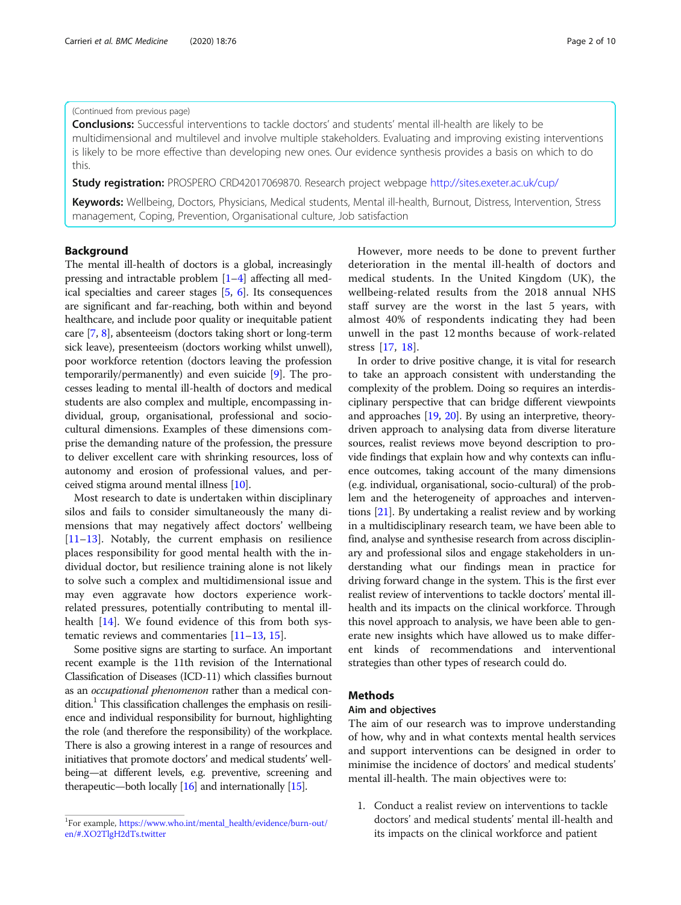(Continued from previous page)

**Conclusions:** Successful interventions to tackle doctors' and students' mental ill-health are likely to be multidimensional and multilevel and involve multiple stakeholders. Evaluating and improving existing interventions is likely to be more effective than developing new ones. Our evidence synthesis provides a basis on which to do this.

**Study registration:** PROSPERO CRD42017069870. Research project webpage http://sites.exeter.ac.uk/cup/

**Keywords:** Wellbeing, Doctors, Physicians, Medical students, Mental ill-health, Burnout, Distress, Intervention, Stress management, Coping, Prevention, Organisational culture, Job satisfaction

## Background

The mental ill-health of doctors is a global, increasingly pressing and intractable problem [1–4] affecting all medical specialties and career stages [5, 6]. Its consequences are significant and far-reaching, both within and beyond healthcare, and include poor quality or inequitable patient care [7, 8], absenteeism (doctors taking short or long-term sick leave), presenteeism (doctors working whilst unwell), poor workforce retention (doctors leaving the profession temporarily/permanently) and even suicide [9]. The processes leading to mental ill-health of doctors and medical students are also complex and multiple, encompassing individual, group, organisational, professional and socio-cultural dimensions. Examples of these dimensions comprise the demanding nature of the profession, the pressure to deliver excellent care with shrinking resources, loss of autonomy and erosion of professional values, and perceived stigma around mental illness [10].

Most research to date is undertaken within disciplinary silos and fails to consider simultaneously the many dimensions that may negatively affect doctors' wellbeing [11–13]. Notably, the current emphasis on resilience places responsibility for good mental health with the individual doctor, but resilience training alone is not likely to solve such a complex and multidimensional issue and may even aggravate how doctors experience work-related pressures, potentially contributing to mental ill-health [14]. We found evidence of this from both systematic reviews and commentaries [11–13, 15].

Some positive signs are starting to surface. An important recent example is the 11th revision of the International Classification of Diseases (ICD-11) which classifies burnout as an *occupational phenomenon* rather than a medical condition.[1] This classification challenges the emphasis on resilience and individual responsibility for burnout, highlighting the role (and therefore the responsibility) of the workplace. There is also a growing interest in a range of resources and initiatives that promote doctors' and medical students' wellbeing—at different levels, e.g. preventive, screening and therapeutic—both locally [16] and internationally [15].

However, more needs to be done to prevent further deterioration in the mental ill-health of doctors and medical students. In the United Kingdom (UK), the wellbeing-related results from the 2018 annual NHS staff survey are the worst in the last 5 years, with almost 40% of respondents indicating they had been unwell in the past 12 months because of work-related stress [17, 18].

In order to drive positive change, it is vital for research to take an approach consistent with understanding the complexity of the problem. Doing so requires an interdisciplinary perspective that can bridge different viewpoints and approaches [19, 20]. By using an interpretive, theory-driven approach to analysing data from diverse literature sources, realist reviews move beyond description to provide findings that explain how and why contexts can influence outcomes, taking account of the many dimensions (e.g. individual, organisational, socio-cultural) of the problem and the heterogeneity of approaches and interventions [21]. By undertaking a realist review and by working in a multidisciplinary research team, we have been able to find, analyse and synthesise research from across disciplinary and professional silos and engage stakeholders in understanding what our findings mean in practice for driving forward change in the system. This is the first ever realist review of interventions to tackle doctors' mental ill-health and its impacts on the clinical workforce. Through this novel approach to analysis, we have been able to generate new insights which have allowed us to make different kinds of recommendations and interventional strategies than other types of research could do.

## Methods

### Aim and objectives

The aim of our research was to improve understanding of how, why and in what contexts mental health services and support interventions can be designed in order to minimise the incidence of doctors' and medical students' mental ill-health. The main objectives were to:

1. Conduct a realist review on interventions to tackle doctors' and medical students' mental ill-health and its impacts on the clinical workforce and patient

[1] For example, https://www.who.int/mental_health/evidence/burn-out/en/#.XO2TlgH2dTs.twitter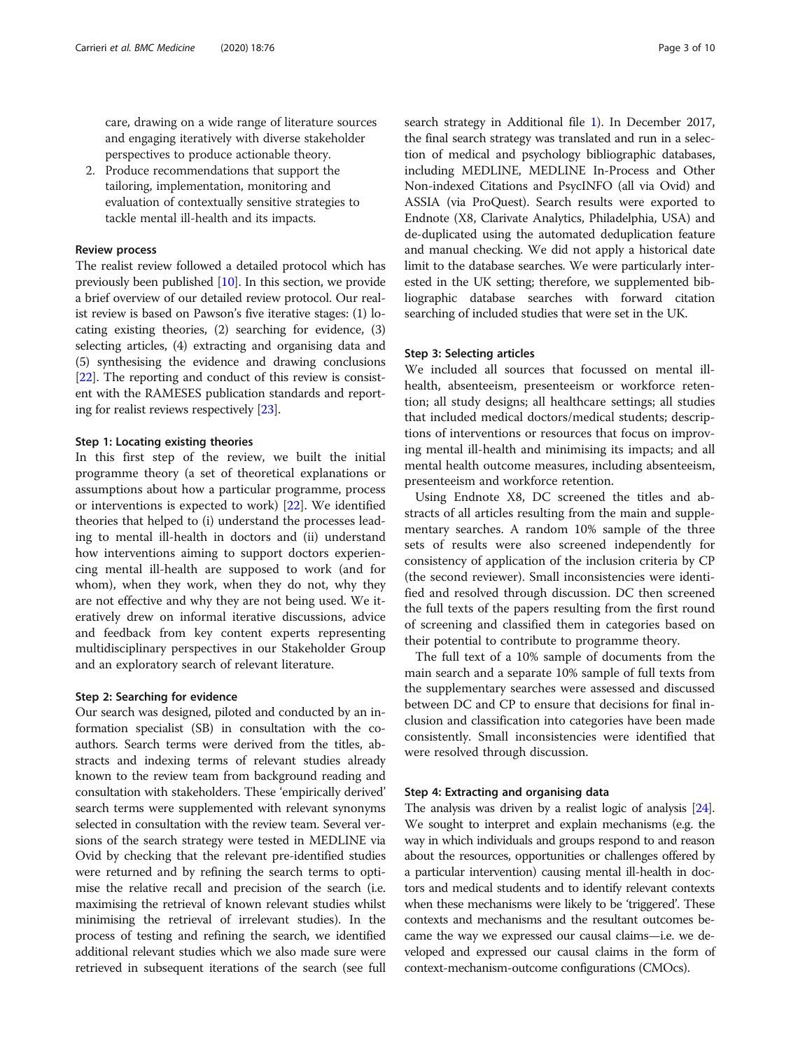care, drawing on a wide range of literature sources and engaging iteratively with diverse stakeholder perspectives to produce actionable theory.

2. Produce recommendations that support the tailoring, implementation, monitoring and evaluation of contextually sensitive strategies to tackle mental ill-health and its impacts.

### Review process

The realist review followed a detailed protocol which has previously been published [10]. In this section, we provide a brief overview of our detailed review protocol. Our realist review is based on Pawson's five iterative stages: (1) locating existing theories, (2) searching for evidence, (3) selecting articles, (4) extracting and organising data and (5) synthesising the evidence and drawing conclusions [22]. The reporting and conduct of this review is consistent with the RAMESES publication standards and reporting for realist reviews respectively [23].

#### Step 1: Locating existing theories

In this first step of the review, we built the initial programme theory (a set of theoretical explanations or assumptions about how a particular programme, process or interventions is expected to work) [22]. We identified theories that helped to (i) understand the processes leading to mental ill-health in doctors and (ii) understand how interventions aiming to support doctors experiencing mental ill-health are supposed to work (and for whom), when they work, when they do not, why they are not effective and why they are not being used. We iteratively drew on informal iterative discussions, advice and feedback from key content experts representing multidisciplinary perspectives in our Stakeholder Group and an exploratory search of relevant literature.

#### Step 2: Searching for evidence

Our search was designed, piloted and conducted by an information specialist (SB) in consultation with the co-authors. Search terms were derived from the titles, abstracts and indexing terms of relevant studies already known to the review team from background reading and consultation with stakeholders. These 'empirically derived' search terms were supplemented with relevant synonyms selected in consultation with the review team. Several versions of the search strategy were tested in MEDLINE via Ovid by checking that the relevant pre-identified studies were returned and by refining the search terms to optimise the relative recall and precision of the search (i.e. maximising the retrieval of known relevant studies whilst minimising the retrieval of irrelevant studies). In the process of testing and refining the search, we identified additional relevant studies which we also made sure were retrieved in subsequent iterations of the search (see full search strategy in Additional file 1). In December 2017, the final search strategy was translated and run in a selection of medical and psychology bibliographic databases, including MEDLINE, MEDLINE In-Process and Other Non-indexed Citations and PsycINFO (all via Ovid) and ASSIA (via ProQuest). Search results were exported to Endnote (X8, Clarivate Analytics, Philadelphia, USA) and de-duplicated using the automated deduplication feature and manual checking. We did not apply a historical date limit to the database searches. We were particularly interested in the UK setting; therefore, we supplemented bibliographic database searches with forward citation searching of included studies that were set in the UK.

#### Step 3: Selecting articles

We included all sources that focussed on mental ill-health, absenteeism, presenteeism or workforce retention; all study designs; all healthcare settings; all studies that included medical doctors/medical students; descriptions of interventions or resources that focus on improving mental ill-health and minimising its impacts; and all mental health outcome measures, including absenteeism, presenteeism and workforce retention.

Using Endnote X8, DC screened the titles and abstracts of all articles resulting from the main and supplementary searches. A random 10% sample of the three sets of results were also screened independently for consistency of application of the inclusion criteria by CP (the second reviewer). Small inconsistencies were identified and resolved through discussion. DC then screened the full texts of the papers resulting from the first round of screening and classified them in categories based on their potential to contribute to programme theory.

The full text of a 10% sample of documents from the main search and a separate 10% sample of full texts from the supplementary searches were assessed and discussed between DC and CP to ensure that decisions for final inclusion and classification into categories have been made consistently. Small inconsistencies were identified that were resolved through discussion.

#### Step 4: Extracting and organising data

The analysis was driven by a realist logic of analysis [24]. We sought to interpret and explain mechanisms (e.g. the way in which individuals and groups respond to and reason about the resources, opportunities or challenges offered by a particular intervention) causing mental ill-health in doctors and medical students and to identify relevant contexts when these mechanisms were likely to be 'triggered'. These contexts and mechanisms and the resultant outcomes became the way we expressed our causal claims—i.e. we developed and expressed our causal claims in the form of context-mechanism-outcome configurations (CMOcs).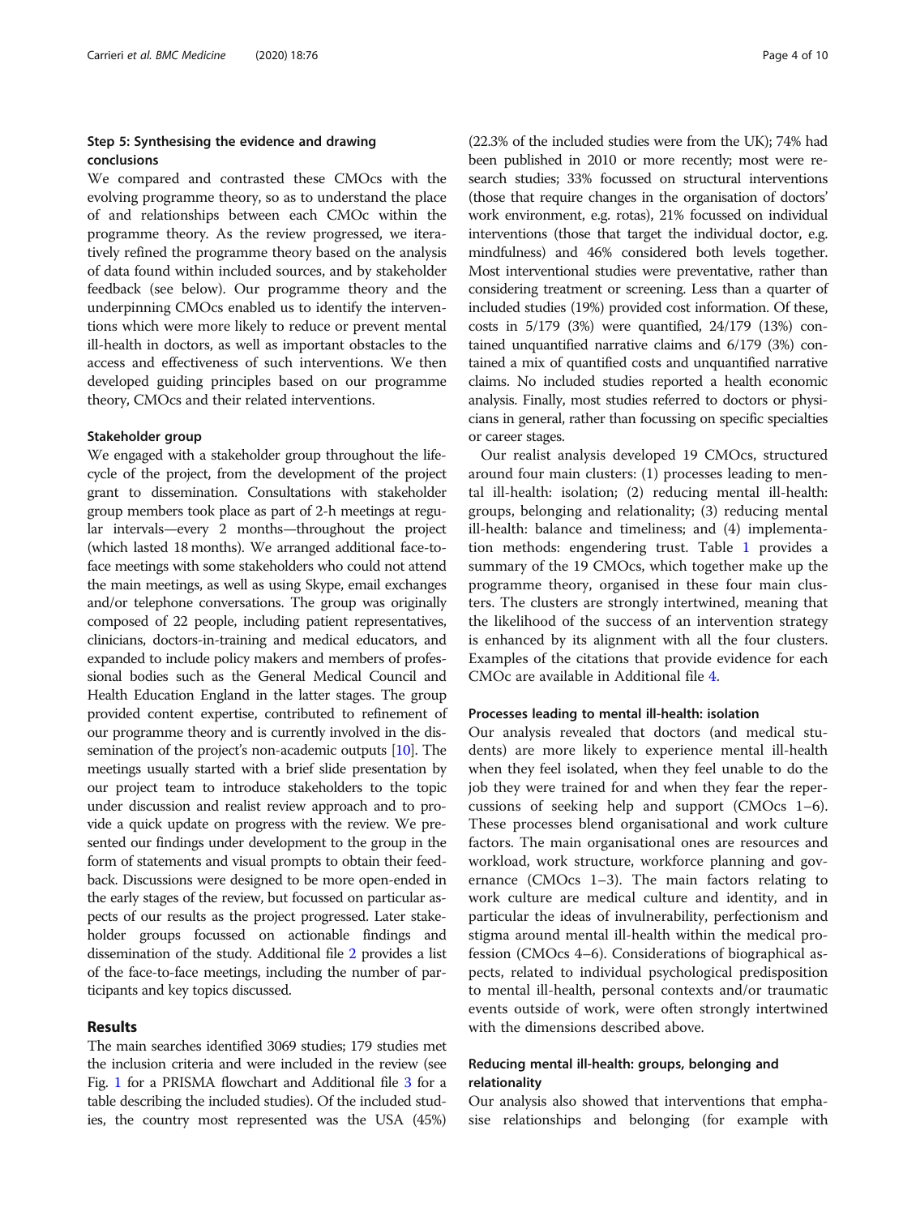### Step 5: Synthesising the evidence and drawing conclusions

We compared and contrasted these CMOcs with the evolving programme theory, so as to understand the place of and relationships between each CMOc within the programme theory. As the review progressed, we iteratively refined the programme theory based on the analysis of data found within included sources, and by stakeholder feedback (see below). Our programme theory and the underpinning CMOcs enabled us to identify the interventions which were more likely to reduce or prevent mental ill-health in doctors, as well as important obstacles to the access and effectiveness of such interventions. We then developed guiding principles based on our programme theory, CMOcs and their related interventions.

### Stakeholder group

We engaged with a stakeholder group throughout the lifecycle of the project, from the development of the project grant to dissemination. Consultations with stakeholder group members took place as part of 2-h meetings at regular intervals—every 2 months—throughout the project (which lasted 18 months). We arranged additional face-to-face meetings with some stakeholders who could not attend the main meetings, as well as using Skype, email exchanges and/or telephone conversations. The group was originally composed of 22 people, including patient representatives, clinicians, doctors-in-training and medical educators, and expanded to include policy makers and members of professional bodies such as the General Medical Council and Health Education England in the latter stages. The group provided content expertise, contributed to refinement of our programme theory and is currently involved in the dissemination of the project's non-academic outputs [10]. The meetings usually started with a brief slide presentation by our project team to introduce stakeholders to the topic under discussion and realist review approach and to provide a quick update on progress with the review. We presented our findings under development to the group in the form of statements and visual prompts to obtain their feedback. Discussions were designed to be more open-ended in the early stages of the review, but focussed on particular aspects of our results as the project progressed. Later stakeholder groups focussed on actionable findings and dissemination of the study. Additional file 2 provides a list of the face-to-face meetings, including the number of participants and key topics discussed.

## Results

The main searches identified 3069 studies; 179 studies met the inclusion criteria and were included in the review (see Fig. 1 for a PRISMA flowchart and Additional file 3 for a table describing the included studies). Of the included studies, the country most represented was the USA (45%) (22.3% of the included studies were from the UK); 74% had been published in 2010 or more recently; most were research studies; 33% focussed on structural interventions (those that require changes in the organisation of doctors' work environment, e.g. rotas), 21% focussed on individual interventions (those that target the individual doctor, e.g. mindfulness) and 46% considered both levels together. Most interventional studies were preventative, rather than considering treatment or screening. Less than a quarter of included studies (19%) provided cost information. Of these, costs in 5/179 (3%) were quantified, 24/179 (13%) contained unquantified narrative claims and 6/179 (3%) contained a mix of quantified costs and unquantified narrative claims. No included studies reported a health economic analysis. Finally, most studies referred to doctors or physicians in general, rather than focussing on specific specialties or career stages.

Our realist analysis developed 19 CMOcs, structured around four main clusters: (1) processes leading to mental ill-health: isolation; (2) reducing mental ill-health: groups, belonging and relationality; (3) reducing mental ill-health: balance and timeliness; and (4) implementation methods: engendering trust. Table 1 provides a summary of the 19 CMOcs, which together make up the programme theory, organised in these four main clusters. The clusters are strongly intertwined, meaning that the likelihood of the success of an intervention strategy is enhanced by its alignment with all the four clusters. Examples of the citations that provide evidence for each CMOc are available in Additional file 4.

### Processes leading to mental ill-health: isolation

Our analysis revealed that doctors (and medical students) are more likely to experience mental ill-health when they feel isolated, when they feel unable to do the job they were trained for and when they fear the repercussions of seeking help and support (CMOcs 1–6). These processes blend organisational and work culture factors. The main organisational ones are resources and workload, work structure, workforce planning and governance (CMOcs 1–3). The main factors relating to work culture are medical culture and identity, and in particular the ideas of invulnerability, perfectionism and stigma around mental ill-health within the medical profession (CMOcs 4–6). Considerations of biographical aspects, related to individual psychological predisposition to mental ill-health, personal contexts and/or traumatic events outside of work, were often strongly intertwined with the dimensions described above.

### Reducing mental ill-health: groups, belonging and relationality

Our analysis also showed that interventions that emphasise relationships and belonging (for example with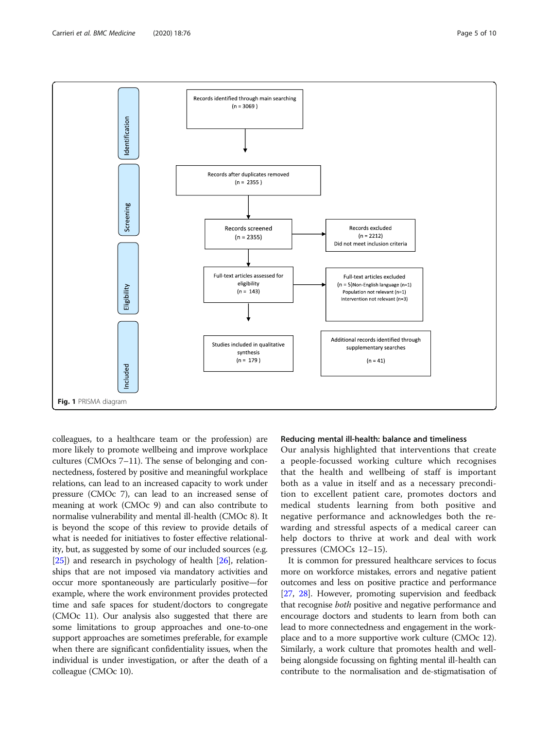Identification

Records identified through main searching (n = 3069)

Screening

Records after duplicates removed (n = 2355)

Records screened (n = 2355)

Records excluded (n = 2212) Did not meet inclusion criteria

Eligibility

Full-text articles assessed for eligibility (n = 143)

Full-text articles excluded (n = 5) Non-English language (n=1) Population not relevant (n=1) Intervention not relevant (n=3)

Included

Studies included in qualitative synthesis (n = 179)

Additional records identified through supplementary searches (n = 41)

**Fig. 1** PRISMA diagram

colleagues, to a healthcare team or the profession) are more likely to promote wellbeing and improve workplace cultures (CMOcs 7–11). The sense of belonging and connectedness, fostered by positive and meaningful workplace relations, can lead to an increased capacity to work under pressure (CMOc 7), can lead to an increased sense of meaning at work (CMOc 9) and can also contribute to normalise vulnerability and mental ill-health (CMOc 8). It is beyond the scope of this review to provide details of what is needed for initiatives to foster effective relationality, but, as suggested by some of our included sources (e.g. [25]) and research in psychology of health [26], relationships that are not imposed via mandatory activities and occur more spontaneously are particularly positive—for example, where the work environment provides protected time and safe spaces for student/doctors to congregate (CMOc 11). Our analysis also suggested that there are some limitations to group approaches and one-to-one support approaches are sometimes preferable, for example when there are significant confidentiality issues, when the individual is under investigation, or after the death of a colleague (CMOc 10).

### Reducing mental ill-health: balance and timeliness

Our analysis highlighted that interventions that create a people-focussed working culture which recognises that the health and wellbeing of staff is important both as a value in itself and as a necessary precondition to excellent patient care, promotes doctors and medical students learning from both positive and negative performance and acknowledges both the rewarding and stressful aspects of a medical career can help doctors to thrive at work and deal with work pressures (CMOCs 12–15).

It is common for pressured healthcare services to focus more on workforce mistakes, errors and negative patient outcomes and less on positive practice and performance [27, 28]. However, promoting supervision and feedback that recognise *both* positive and negative performance and encourage doctors and students to learn from both can lead to more connectedness and engagement in the workplace and to a more supportive work culture (CMOc 12). Similarly, a work culture that promotes health and wellbeing alongside focussing on fighting mental ill-health can contribute to the normalisation and de-stigmatisation of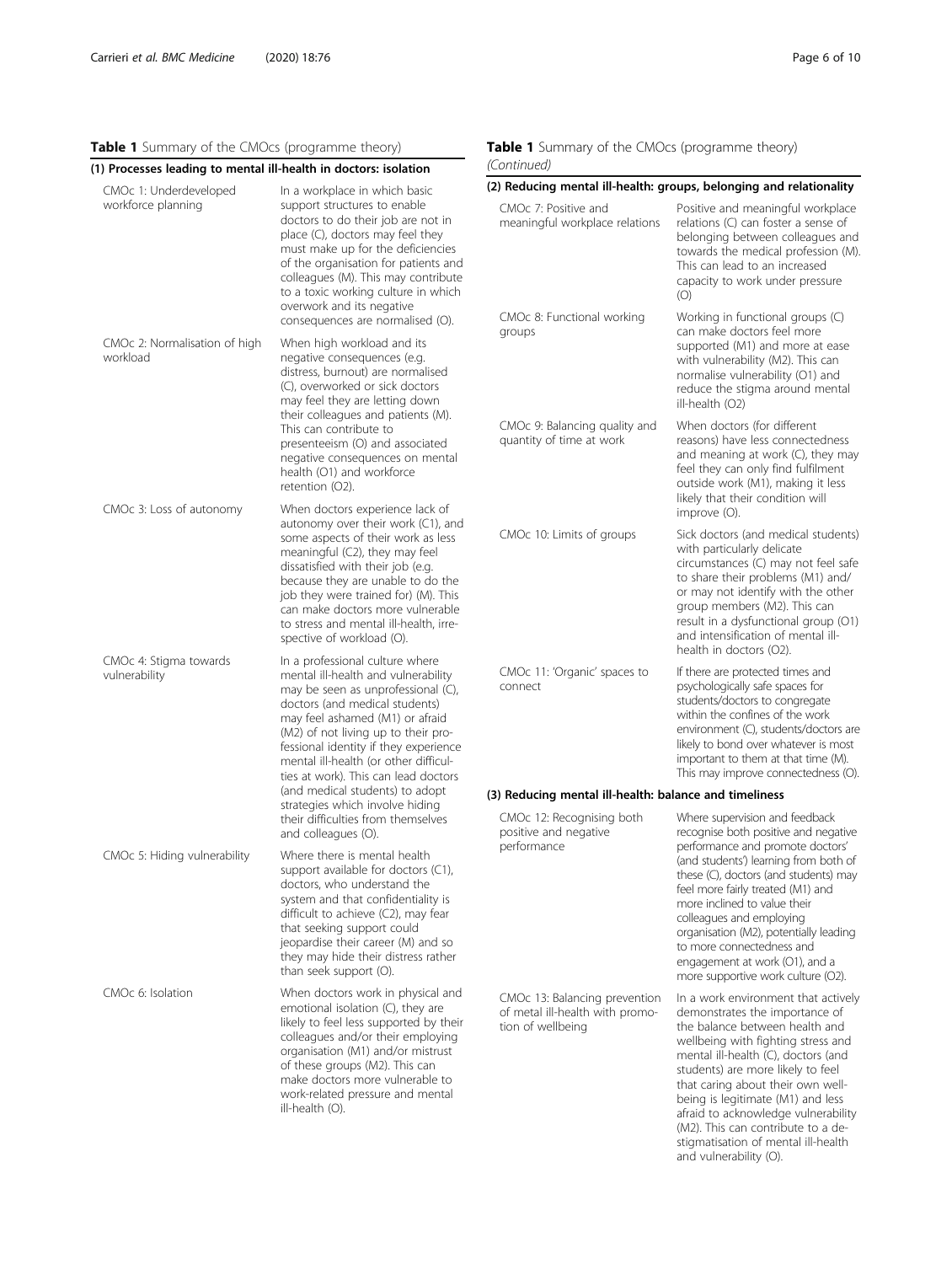**Table 1** Summary of the CMOcs (programme theory)

| | |
|---|---|
| **(1) Processes leading to mental ill-health in doctors: isolation** | |
| CMOc 1: Underdeveloped workforce planning | In a workplace in which basic support structures to enable doctors to do their job are not in place (C), doctors may feel they must make up for the deficiencies of the organisation for patients and colleagues (M). This may contribute to a toxic working culture in which overwork and its negative consequences are normalised (O). |
| CMOc 2: Normalisation of high workload | When high workload and its negative consequences (e.g. distress, burnout) are normalised (C), overworked or sick doctors may feel they are letting down their colleagues and patients (M). This can contribute to presenteeism (O) and associated negative consequences on mental health (O1) and workforce retention (O2). |
| CMOc 3: Loss of autonomy | When doctors experience lack of autonomy over their work (C1), and some aspects of their work as less meaningful (C2), they may feel dissatisfied with their job (e.g. because they are unable to do the job they were trained for) (M). This can make doctors more vulnerable to stress and mental ill-health, irrespective of workload (O). |
| CMOc 4: Stigma towards vulnerability | In a professional culture where mental ill-health and vulnerability may be seen as unprofessional (C), doctors (and medical students) may feel ashamed (M1) or afraid (M2) of not living up to their professional identity if they experience mental ill-health (or other difficulties at work). This can lead doctors (and medical students) to adopt strategies which involve hiding their difficulties from themselves and colleagues (O). |
| CMOc 5: Hiding vulnerability | Where there is mental health support available for doctors (C1), doctors, who understand the system and that confidentiality is difficult to achieve (C2), may fear that seeking support could jeopardise their career (M) and so they may hide their distress rather than seek support (O). |
| CMOc 6: Isolation | When doctors work in physical and emotional isolation (C), they are likely to feel less supported by their colleagues and/or their employing organisation (M1) and/or mistrust of these groups (M2). This can make doctors more vulnerable to work-related pressure and mental ill-health (O). |
| **(2) Reducing mental ill-health: groups, belonging and relationality** | |
| CMOc 7: Positive and meaningful workplace relations | Positive and meaningful workplace relations (C) can foster a sense of belonging between colleagues and towards the medical profession (M). This can lead to an increased capacity to work under pressure (O) |
| CMOc 8: Functional working groups | Working in functional groups (C) can make doctors feel more supported (M1) and more at ease with vulnerability (M2). This can normalise vulnerability (O1) and reduce the stigma around mental ill-health (O2) |
| CMOc 9: Balancing quality and quantity of time at work | When doctors (for different reasons) have less connectedness and meaning at work (C), they may feel they can only find fulfilment outside work (M1), making it less likely that their condition will improve (O). |
| CMOc 10: Limits of groups | Sick doctors (and medical students) with particularly delicate circumstances (C) may not feel safe to share their problems (M1) and/or may not identify with the other group members (M2). This can result in a dysfunctional group (O1) and intensification of mental ill-health in doctors (O2). |
| CMOc 11: 'Organic' spaces to connect | If there are protected times and psychologically safe spaces for students/doctors to congregate within the confines of the work environment (C), students/doctors are likely to bond over whatever is most important to them at that time (M). This may improve connectedness (O). |
| **(3) Reducing mental ill-health: balance and timeliness** | |
| CMOc 12: Recognising both positive and negative performance | Where supervision and feedback recognise both positive and negative performance and promote doctors' (and students') learning from both of these (C), doctors (and students) may feel more fairly treated (M1) and more inclined to value their colleagues and employing organisation (M2), potentially leading to more connectedness and engagement at work (O1), and a more supportive work culture (O2). |
| CMOc 13: Balancing prevention of metal ill-health with promotion of wellbeing | In a work environment that actively demonstrates the importance of the balance between health and wellbeing with fighting stress and mental ill-health (C), doctors (and students) are more likely to feel that caring about their own wellbeing is legitimate (M1) and less afraid to acknowledge vulnerability (M2). This can contribute to a destigmatisation of mental ill-health and vulnerability (O). |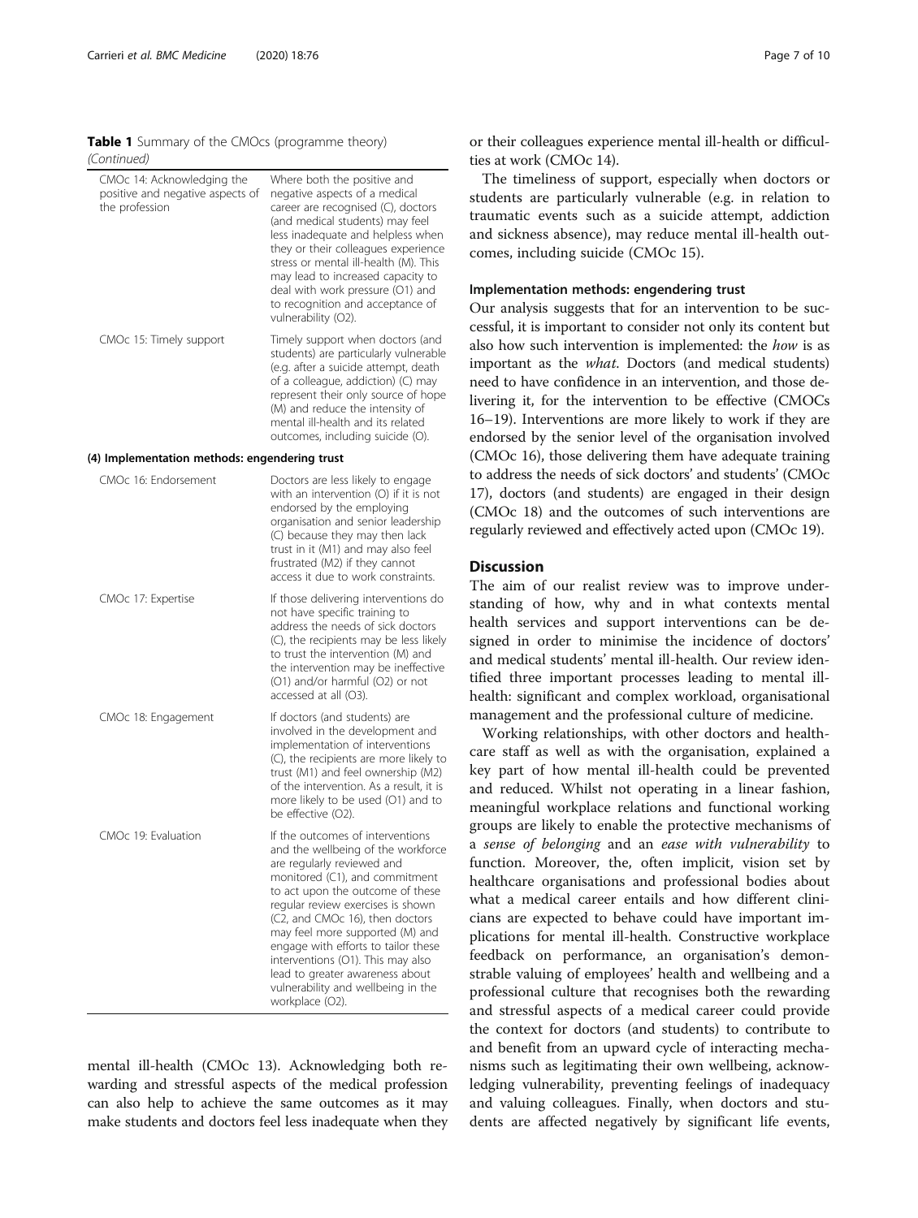**Table 1** Summary of the CMOcs (programme theory) *(Continued)*

| | |
|---|---|
| CMOc 14: Acknowledging the positive and negative aspects of the profession | Where both the positive and negative aspects of a medical career are recognised (C), doctors (and medical students) may feel less inadequate and helpless when they or their colleagues experience stress or mental ill-health (M). This may lead to increased capacity to deal with work pressure (O1) and to recognition and acceptance of vulnerability (O2). |
| CMOc 15: Timely support | Timely support when doctors (and students) are particularly vulnerable (e.g. after a suicide attempt, death of a colleague, addiction) (C) may represent their only source of hope (M) and reduce the intensity of mental ill-health and its related outcomes, including suicide (O). |
| **(4) Implementation methods: engendering trust** | |
| CMOc 16: Endorsement | Doctors are less likely to engage with an intervention (O) if it is not endorsed by the employing organisation and senior leadership (C) because they may then lack trust in it (M1) and may also feel frustrated (M2) if they cannot access it due to work constraints. |
| CMOc 17: Expertise | If those delivering interventions do not have specific training to address the needs of sick doctors (C), the recipients may be less likely to trust the intervention (M) and the intervention may be ineffective (O1) and/or harmful (O2) or not accessed at all (O3). |
| CMOc 18: Engagement | If doctors (and students) are involved in the development and implementation of interventions (C), the recipients are more likely to trust (M1) and feel ownership (M2) of the intervention. As a result, it is more likely to be used (O1) and to be effective (O2). |
| CMOc 19: Evaluation | If the outcomes of interventions and the wellbeing of the workforce are regularly reviewed and monitored (C1), and commitment to act upon the outcome of these regular review exercises is shown (C2, and CMOc 16), then doctors may feel more supported (M) and engage with efforts to tailor these interventions (O1). This may also lead to greater awareness about vulnerability and wellbeing in the workplace (O2). |

mental ill-health (CMOc 13). Acknowledging both rewarding and stressful aspects of the medical profession can also help to achieve the same outcomes as it may make students and doctors feel less inadequate when they or their colleagues experience mental ill-health or difficulties at work (CMOc 14).

The timeliness of support, especially when doctors or students are particularly vulnerable (e.g. in relation to traumatic events such as a suicide attempt, addiction and sickness absence), may reduce mental ill-health outcomes, including suicide (CMOc 15).

#### Implementation methods: engendering trust

Our analysis suggests that for an intervention to be successful, it is important to consider not only its content but also how such intervention is implemented: the *how* is as important as the *what*. Doctors (and medical students) need to have confidence in an intervention, and those delivering it, for the intervention to be effective (CMOCs 16–19). Interventions are more likely to work if they are endorsed by the senior level of the organisation involved (CMOc 16), those delivering them have adequate training to address the needs of sick doctors' and students' (CMOc 17), doctors (and students) are engaged in their design (CMOc 18) and the outcomes of such interventions are regularly reviewed and effectively acted upon (CMOc 19).

## Discussion

The aim of our realist review was to improve understanding of how, why and in what contexts mental health services and support interventions can be designed in order to minimise the incidence of doctors' and medical students' mental ill-health. Our review identified three important processes leading to mental ill-health: significant and complex workload, organisational management and the professional culture of medicine.

Working relationships, with other doctors and healthcare staff as well as with the organisation, explained a key part of how mental ill-health could be prevented and reduced. Whilst not operating in a linear fashion, meaningful workplace relations and functional working groups are likely to enable the protective mechanisms of a *sense of belonging* and an *ease with vulnerability* to function. Moreover, the, often implicit, vision set by healthcare organisations and professional bodies about what a medical career entails and how different clinicians are expected to behave could have important implications for mental ill-health. Constructive workplace feedback on performance, an organisation's demonstrable valuing of employees' health and wellbeing and a professional culture that recognises both the rewarding and stressful aspects of a medical career could provide the context for doctors (and students) to contribute to and benefit from an upward cycle of interacting mechanisms such as legitimating their own wellbeing, acknowledging vulnerability, preventing feelings of inadequacy and valuing colleagues. Finally, when doctors and students are affected negatively by significant life events,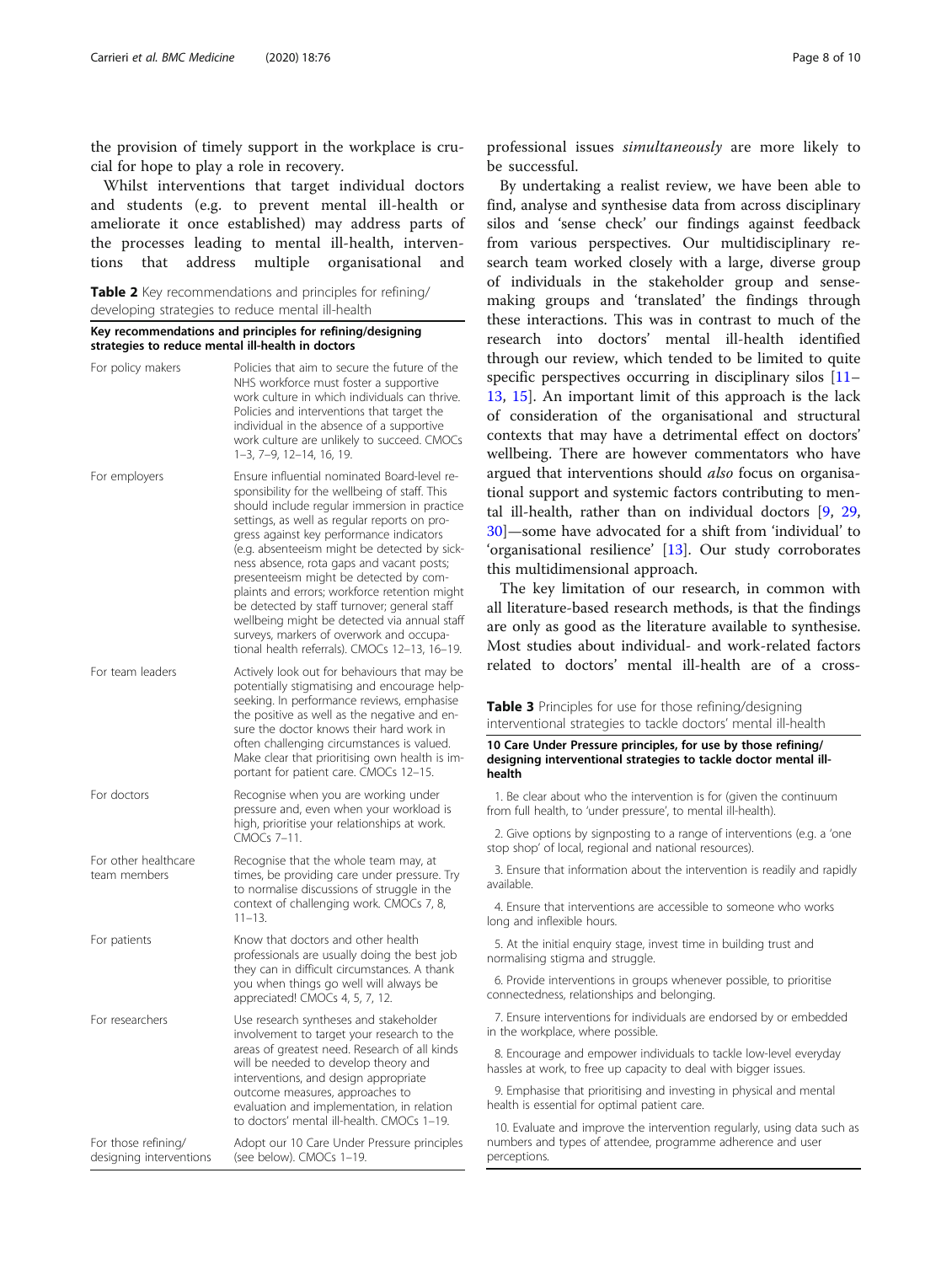the provision of timely support in the workplace is crucial for hope to play a role in recovery.

Whilst interventions that target individual doctors and students (e.g. to prevent mental ill-health or ameliorate it once established) may address parts of the processes leading to mental ill-health, interventions that address multiple organisational and professional issues *simultaneously* are more likely to be successful.

**Table 2** Key recommendations and principles for refining/developing strategies to reduce mental ill-health

| Key recommendations and principles for refining/designing strategies to reduce mental ill-health in doctors | |
|---|---|
| For policy makers | Policies that aim to secure the future of the NHS workforce must foster a supportive work culture in which individuals can thrive. Policies and interventions that target the individual in the absence of a supportive work culture are unlikely to succeed. CMOCs 1–3, 7–9, 12–14, 16, 19. |
| For employers | Ensure influential nominated Board-level responsibility for the wellbeing of staff. This should include regular immersion in practice settings, as well as regular reports on progress against key performance indicators (e.g. absenteeism might be detected by sickness absence, rota gaps and vacant posts; presenteeism might be detected by complaints and errors; workforce retention might be detected by staff turnover; general staff wellbeing might be detected via annual staff surveys, markers of overwork and occupational health referrals). CMOCs 12–13, 16–19. |
| For team leaders | Actively look out for behaviours that may be potentially stigmatising and encourage help-seeking. In performance reviews, emphasise the positive as well as the negative and ensure the doctor knows their hard work in often challenging circumstances is valued. Make clear that prioritising own health is important for patient care. CMOCs 12–15. |
| For doctors | Recognise when you are working under pressure and, even when your workload is high, prioritise your relationships at work. CMOCs 7–11. |
| For other healthcare team members | Recognise that the whole team may, at times, be providing care under pressure. Try to normalise discussions of struggle in the context of challenging work. CMOCs 7, 8, 11–13. |
| For patients | Know that doctors and other health professionals are usually doing the best job they can in difficult circumstances. A thank you when things go well will always be appreciated! CMOCs 4, 5, 7, 12. |
| For researchers | Use research syntheses and stakeholder involvement to target your research to the areas of greatest need. Research of all kinds will be needed to develop theory and interventions, and design appropriate outcome measures, approaches to evaluation and implementation, in relation to doctors' mental ill-health. CMOCs 1–19. |
| For those refining/designing interventions | Adopt our 10 Care Under Pressure principles (see below). CMOCs 1–19. |

By undertaking a realist review, we have been able to find, analyse and synthesise data from across disciplinary silos and 'sense check' our findings against feedback from various perspectives. Our multidisciplinary research team worked closely with a large, diverse group of individuals in the stakeholder group and sense-making groups and 'translated' the findings through these interactions. This was in contrast to much of the research into doctors' mental ill-health identified through our review, which tended to be limited to quite specific perspectives occurring in disciplinary silos [11–13, 15]. An important limit of this approach is the lack of consideration of the organisational and structural contexts that may have a detrimental effect on doctors' wellbeing. There are however commentators who have argued that interventions should *also* focus on organisational support and systemic factors contributing to mental ill-health, rather than on individual doctors [9, 29, 30]—some have advocated for a shift from 'individual' to 'organisational resilience' [13]. Our study corroborates this multidimensional approach.

The key limitation of our research, in common with all literature-based research methods, is that the findings are only as good as the literature available to synthesise. Most studies about individual- and work-related factors related to doctors' mental ill-health are of a cross-

**Table 3** Principles for use for those refining/designing interventional strategies to tackle doctors' mental ill-health

| 10 Care Under Pressure principles, for use by those refining/designing interventional strategies to tackle doctor mental ill-health |
|---|
| 1. Be clear about who the intervention is for (given the continuum from full health, to 'under pressure', to mental ill-health). |
| 2. Give options by signposting to a range of interventions (e.g. a 'one stop shop' of local, regional and national resources). |
| 3. Ensure that information about the intervention is readily and rapidly available. |
| 4. Ensure that interventions are accessible to someone who works long and inflexible hours. |
| 5. At the initial enquiry stage, invest time in building trust and normalising stigma and struggle. |
| 6. Provide interventions in groups whenever possible, to prioritise connectedness, relationships and belonging. |
| 7. Ensure interventions for individuals are endorsed by or embedded in the workplace, where possible. |
| 8. Encourage and empower individuals to tackle low-level everyday hassles at work, to free up capacity to deal with bigger issues. |
| 9. Emphasise that prioritising and investing in physical and mental health is essential for optimal patient care. |
| 10. Evaluate and improve the intervention regularly, using data such as numbers and types of attendee, programme adherence and user perceptions. |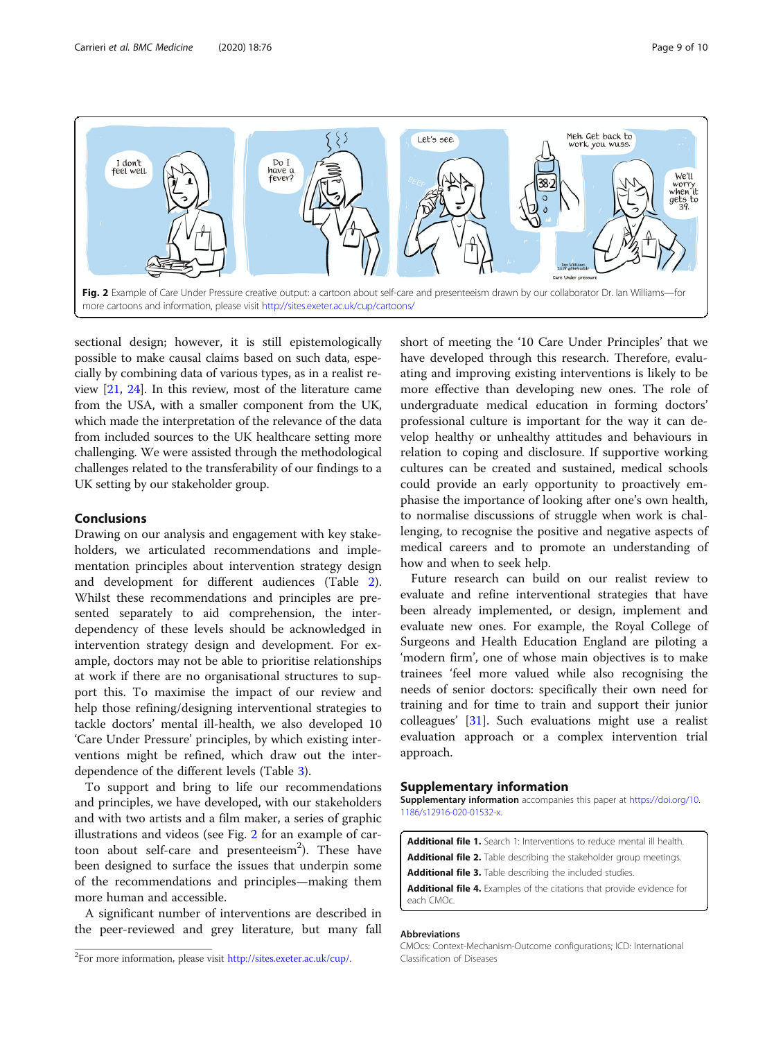Fig. 2 Example of Care Under Pressure creative output: a cartoon about self-care and presenteeism drawn by our collaborator Dr. Ian Williams—for more cartoons and information, please visit http://sites.exeter.ac.uk/cup/cartoons/

sectional design; however, it is still epistemologically possible to make causal claims based on such data, especially by combining data of various types, as in a realist review [21, 24]. In this review, most of the literature came from the USA, with a smaller component from the UK, which made the interpretation of the relevance of the data from included sources to the UK healthcare setting more challenging. We were assisted through the methodological challenges related to the transferability of our findings to a UK setting by our stakeholder group.

## Conclusions

Drawing on our analysis and engagement with key stakeholders, we articulated recommendations and implementation principles about intervention strategy design and development for different audiences (Table 2). Whilst these recommendations and principles are presented separately to aid comprehension, the interdependency of these levels should be acknowledged in intervention strategy design and development. For example, doctors may not be able to prioritise relationships at work if there are no organisational structures to support this. To maximise the impact of our review and help those refining/designing interventional strategies to tackle doctors' mental ill-health, we developed 10 'Care Under Pressure' principles, by which existing interventions might be refined, which draw out the interdependence of the different levels (Table 3).

To support and bring to life our recommendations and principles, we have developed, with our stakeholders and with two artists and a film maker, a series of graphic illustrations and videos (see Fig. 2 for an example of cartoon about self-care and presenteeism[2]). These have been designed to surface the issues that underpin some of the recommendations and principles—making them more human and accessible.

A significant number of interventions are described in the peer-reviewed and grey literature, but many fall short of meeting the '10 Care Under Principles' that we have developed through this research. Therefore, evaluating and improving existing interventions is likely to be more effective than developing new ones. The role of undergraduate medical education in forming doctors' professional culture is important for the way it can develop healthy or unhealthy attitudes and behaviours in relation to coping and disclosure. If supportive working cultures can be created and sustained, medical schools could provide an early opportunity to proactively emphasise the importance of looking after one's own health, to normalise discussions of struggle when work is challenging, to recognise the positive and negative aspects of medical careers and to promote an understanding of how and when to seek help.

Future research can build on our realist review to evaluate and refine interventional strategies that have been already implemented, or design, implement and evaluate new ones. For example, the Royal College of Surgeons and Health Education England are piloting a 'modern firm', one of whose main objectives is to make trainees 'feel more valued while also recognising the needs of senior doctors: specifically their own need for training and for time to train and support their junior colleagues' [31]. Such evaluations might use a realist evaluation approach or a complex intervention trial approach.

## Supplementary information

**Supplementary information** accompanies this paper at https://doi.org/10.1186/s12916-020-01532-x.

**Additional file 1.** Search 1: Interventions to reduce mental ill health.
**Additional file 2.** Table describing the stakeholder group meetings.
**Additional file 3.** Table describing the included studies.
**Additional file 4.** Examples of the citations that provide evidence for each CMOc.

### Abbreviations

CMOcs: Context-Mechanism-Outcome configurations; ICD: International Classification of Diseases

[2]For more information, please visit http://sites.exeter.ac.uk/cup/.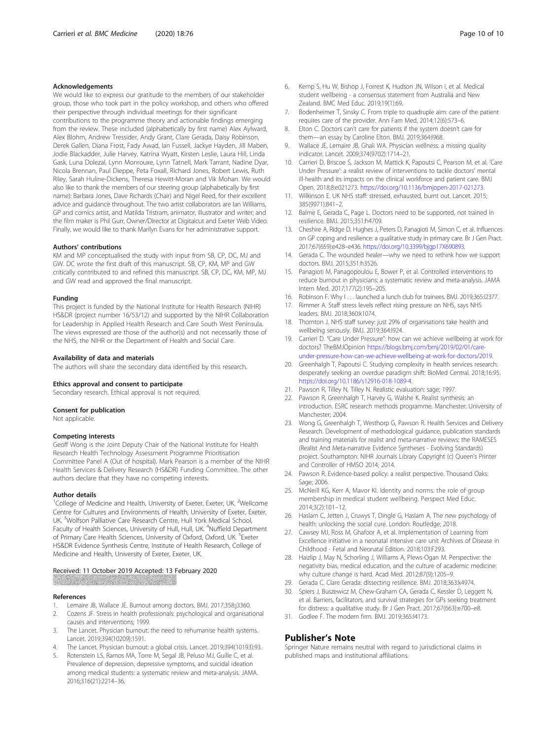### Acknowledgements

We would like to express our gratitude to the members of our stakeholder group, those who took part in the policy workshop, and others who offered their perspective through individual meetings for their significant contributions to the programme theory and actionable findings emerging from the review. These included (alphabetically by first name) Alex Aylward, Alex Blohm, Andrew Tressider, Andy Grant, Clare Gerada, Daisy Robinson, Derek Gallen, Diana Frost, Fady Awad, Ian Fussell, Jackye Hayden, Jill Maben, Jodie Blackadder, Julie Harvey, Katrina Wyatt, Kirsten Leslie, Laura Hill, Linda Gask, Luna Dolezal, Lynn Monrouxe, Lynn Tatnell, Mark Tarrant, Nadine Dyar, Nicola Brennan, Paul Dieppe, Peta Foxall, Richard Jones, Robert Lewis, Ruth Riley, Sarah Huline-Dickens, Theresa Hewitt-Moran and Vik Mohan. We would also like to thank the members of our steering group (alphabetically by first name): Barbara Jones, Dave Richards (Chair) and Nigel Reed, for their excellent advice and guidance throughout. The two artist collaborators are Ian Williams, GP and comics artist, and Matilda Tristram, animator, illustrator and writer; and the film maker is Phil Gurr, Owner/Director at Digitalcut and Exeter Web Video. Finally, we would like to thank Marilyn Evans for her administrative support.

### Authors' contributions

KM and MP conceptualised the study with input from SB, CP, DC, MJ and GW. DC wrote the first draft of this manuscript. SB, CP, KM, MP and GW critically contributed to and refined this manuscript. SB, CP, DC, KM, MP, MJ and GW read and approved the final manuscript.

### Funding

This project is funded by the National Institute for Health Research (NIHR) HS&DR (project number 16/53/12) and supported by the NIHR Collaboration for Leadership in Applied Health Research and Care South West Peninsula. The views expressed are those of the author(s) and not necessarily those of the NHS, the NIHR or the Department of Health and Social Care.

### Availability of data and materials

The authors will share the secondary data identified by this research.

### Ethics approval and consent to participate

Secondary research. Ethical approval is not required.

### Consent for publication

Not applicable.

### Competing interests

Geoff Wong is the Joint Deputy Chair of the National Institute for Health Research Health Technology Assessment Programme Prioritisation Committee Panel A (Out of hospital). Mark Pearson is a member of the NIHR Health Services & Delivery Research (HS&DR) Funding Committee. The other authors declare that they have no competing interests.

### Author details

[1]College of Medicine and Health, University of Exeter, Exeter, UK. [2]Wellcome Centre for Cultures and Environments of Health, University of Exeter, Exeter, UK. [3]Wolfson Palliative Care Research Centre, Hull York Medical School, Faculty of Health Sciences, University of Hull, Hull, UK. [4]Nuffield Department of Primary Care Health Sciences, University of Oxford, Oxford, UK. [5]Exeter HS&DR Evidence Synthesis Centre, Institute of Health Research, College of Medicine and Health, University of Exeter, Exeter, UK.

Received: 11 October 2019 Accepted: 13 February 2020

### References

1. Lemaire JB, Wallace JE. Burnout among doctors. BMJ. 2017;358:j3360.
2. Cozens JF. Stress in health professionals: psychological and organisational causes and interventions; 1999.
3. The Lancet. Physician burnout: the need to rehumanise health systems. Lancet. 2019;394(10209):1591.
4. The Lancet. Physician burnout: a global crisis. Lancet. 2019;394(10193):93.
5. Rotenstein LS, Ramos MA, Torre M, Segal JB, Peluso MJ, Guille C, et al. Prevalence of depression, depressive symptoms, and suicidal ideation among medical students: a systematic review and meta-analysis. JAMA. 2016;316(21):2214–36.
6. Kemp S, Hu W, Bishop J, Forrest K, Hudson JN, Wilson I, et al. Medical student wellbeing - a consensus statement from Australia and New Zealand. BMC Med Educ. 2019;19(1):69.
7. Bodenheimer T, Sinsky C. From triple to quadruple aim: care of the patient requires care of the provider. Ann Fam Med. 2014;12(6):573–6.
8. Elton C. Doctors can't care for patients if the system doesn't care for them—an essay by Caroline Elton. BMJ. 2019;364:l968.
9. Wallace JE, Lemaire JB, Ghali WA. Physician wellness: a missing quality indicator. Lancet. 2009;374(9702):1714–21.
10. Carrieri D, Briscoe S, Jackson M, Mattick K, Papoutsi C, Pearson M, et al. 'Care Under Pressure': a realist review of interventions to tackle doctors' mental ill-health and its impacts on the clinical workforce and patient care. BMJ Open. 2018;8:e021273. https://doi.org/10.1136/bmjopen-2017-021273.
11. Wilkinson E. UK NHS staff: stressed, exhausted, burnt out. Lancet. 2015; 385(9971):841–2.
12. Balme E, Gerada C, Page L. Doctors need to be supported, not trained in resilience. BMJ. 2015;351:h4709.
13. Cheshire A, Ridge D, Hughes J, Peters D, Panagioti M, Simon C, et al. Influences on GP coping and resilience: a qualitative study in primary care. Br J Gen Pract. 2017;67(659):e428–e436. https://doi.org/10.3399/bjgp17X690893.
14. Gerada C. The wounded healer—why we need to rethink how we support doctors. BMJ. 2015;351:h3526.
15. Panagioti M, Panagopoulou E, Bower P, et al. Controlled interventions to reduce burnout in physicians: a systematic review and meta-analysis. JAMA Intern Med. 2017;177(2):195–205.
16. Robinson F. Why I . . . launched a lunch club for trainees. BMJ. 2019;365:l2377.
17. Rimmer A. Staff stress levels reflect rising pressure on NHS, says NHS leaders. BMJ. 2018;360:k1074.
18. Thornton J. NHS staff survey: just 29% of organisations take health and wellbeing seriously. BMJ. 2019;364:l924.
19. Carrieri D. "Care Under Pressure": how can we achieve wellbeing at work for doctors? TheBMJOpinion https://blogs.bmj.com/bmj/2019/02/01/care-under-pressure-how-can-we-achieve-wellbeing-at-work-for-doctors/2019.
20. Greenhalgh T, Papoutsi C. Studying complexity in health services research: desperately seeking an overdue paradigm shift: BioMed Central. 2018;16:95. https://doi.org/10.1186/s12916-018-1089-4.
21. Pawson R, Tilley N, Tilley N. Realistic evaluation: sage; 1997.
22. Pawson R, Greenhalgh T, Harvey G, Walshe K. Realist synthesis: an introduction. ESRC research methods programme. Manchester: University of Manchester; 2004.
23. Wong G, Greenhalgh T, Westhorp G, Pawson R. Health Services and Delivery Research. Development of methodological guidance, publication standards and training materials for realist and meta-narrative reviews: the RAMESES (Realist And Meta-narrative Evidence Syntheses - Evolving Standards) project. Southampton: NIHR Journals Library Copyright (c) Queen's Printer and Controller of HMSO 2014; 2014.
24. Pawson R. Evidence-based policy: a realist perspective. Thousand Oaks: Sage; 2006.
25. McNeill KG, Kerr A, Mavor KI. Identity and norms: the role of group membership in medical student wellbeing. Perspect Med Educ. 2014;3(2):101–12.
26. Haslam C, Jetten J, Cruwys T, Dingle G, Haslam A. The new psychology of health: unlocking the social cure. London: Routledge; 2018.
27. Cawsey MJ, Ross M, Ghafoor A, et al. Implementation of Learning from Excellence initiative in a neonatal intensive care unit Archives of Disease in Childhood - Fetal and Neonatal Edition. 2018;103:F293.
28. Haizlip J, May N, Schorling J, Williams A, Plews-Ogan M. Perspective: the negativity bias, medical education, and the culture of academic medicine: why culture change is hard. Acad Med. 2012;87(9):1205–9.
29. Gerada C. Clare Gerada: dissecting resilience. BMJ. 2018;363:k4974.
30. Spiers J, Buszewicz M, Chew-Graham CA, Gerada C, Kessler D, Leggett N, et al. Barriers, facilitators, and survival strategies for GPs seeking treatment for distress: a qualitative study. Br J Gen Pract. 2017;67(663):e700–e8.
31. Godlee F. The modern firm. BMJ. 2019;365:l4173.

## Publisher's Note

Springer Nature remains neutral with regard to jurisdictional claims in published maps and institutional affiliations.